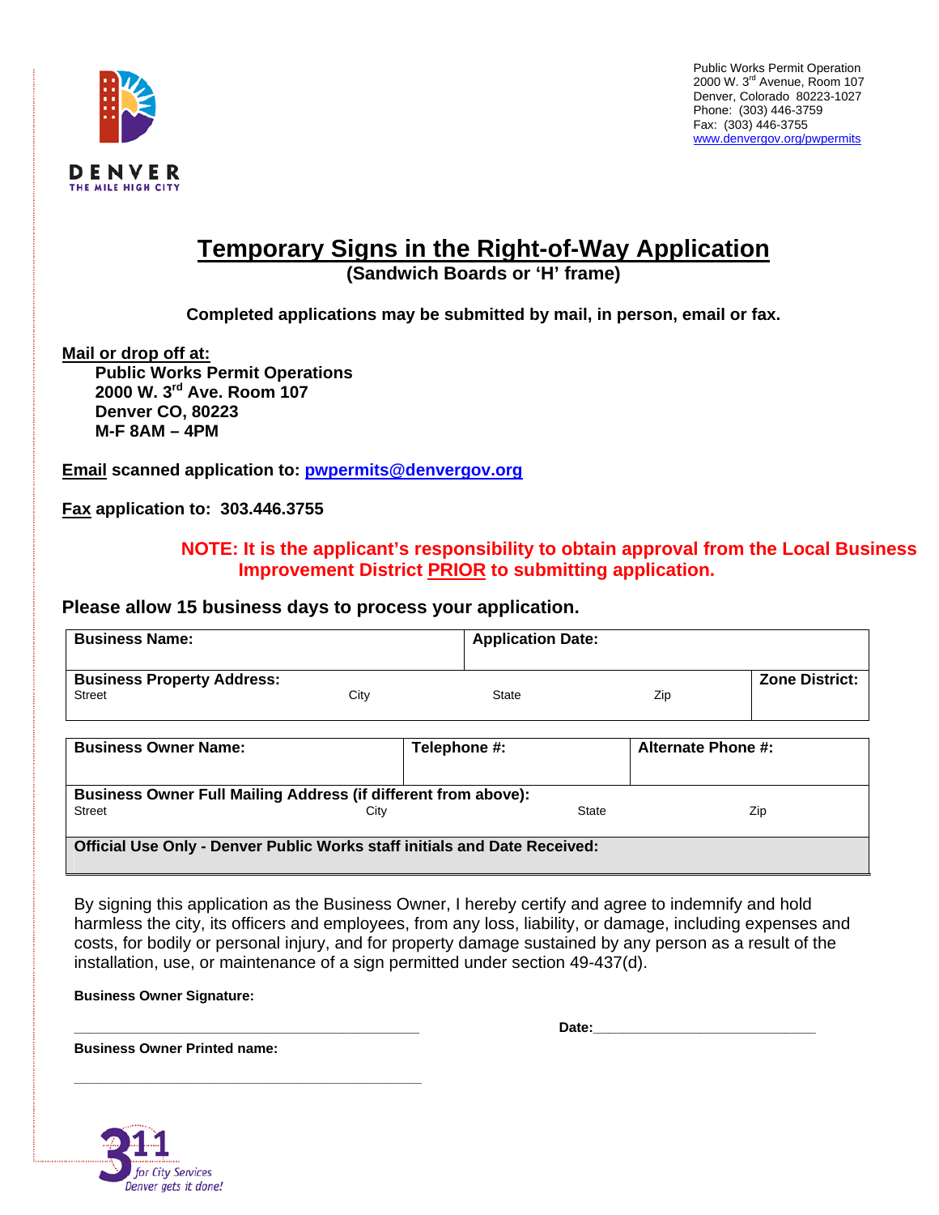DENVER
THE MILE HIGH CITY

Public Works Permit Operation
2000 W. 3rd Avenue, Room 107
Denver, Colorado 80223-1027
Phone: (303) 446-3759
Fax: (303) 446-3755
www.denvergov.org/pwpermits

# Temporary Signs in the Right-of-Way Application

**(Sandwich Boards or 'H' frame)**

**Completed applications may be submitted by mail, in person, email or fax.**

**Mail or drop off at:**

**Public Works Permit Operations**
**2000 W. 3rd Ave. Room 107**
**Denver CO, 80223**
**M-F 8AM – 4PM**

**Email scanned application to: pwpermits@denvergov.org**

**Fax application to: 303.446.3755**

**NOTE: It is the applicant's responsibility to obtain approval from the Local Business Improvement District PRIOR to submitting application.**

**Please allow 15 business days to process your application.**

| **Business Name:** | | | | **Application Date:** |
|---|---|---|---|---|
| **Business Property Address:** Street | City | State | Zip | **Zone District:** |

| **Business Owner Name:** | | **Telephone #:** | **Alternate Phone #:** |
|---|---|---|---|
| **Business Owner Full Mailing Address (if different from above):** Street | City | State | Zip |
| **Official Use Only - Denver Public Works staff initials and Date Received:** | | | |

By signing this application as the Business Owner, I hereby certify and agree to indemnify and hold harmless the city, its officers and employees, from any loss, liability, or damage, including expenses and costs, for bodily or personal injury, and for property damage sustained by any person as a result of the installation, use, or maintenance of a sign permitted under section 49-437(d).

**Business Owner Signature:**

\_\_\_\_\_\_\_\_\_\_\_\_\_\_\_\_\_\_\_\_\_\_\_\_\_\_\_\_\_\_\_\_\_\_\_\_\_\_\_\_ **Date:**\_\_\_\_\_\_\_\_\_\_\_\_\_\_\_\_\_\_\_\_\_\_\_\_\_\_

**Business Owner Printed name:**

\_\_\_\_\_\_\_\_\_\_\_\_\_\_\_\_\_\_\_\_\_\_\_\_\_\_\_\_\_\_\_\_\_\_\_\_\_\_\_\_

311 for City Services
Denver gets it done!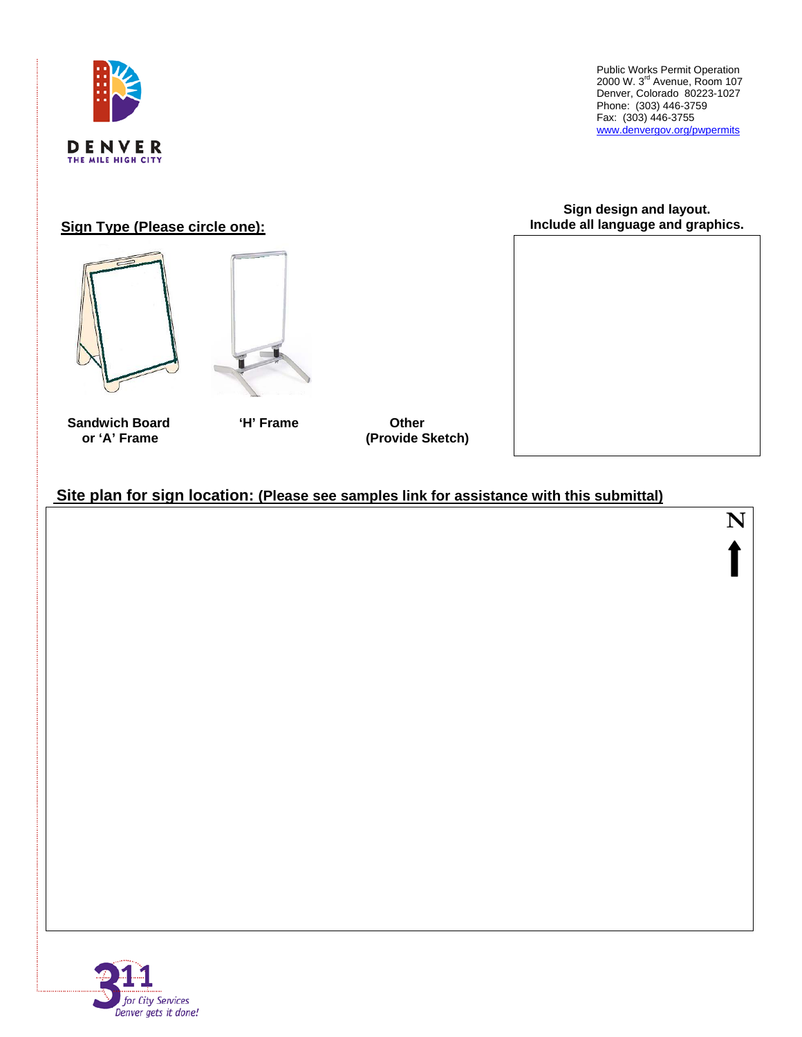DENVER
THE MILE HIGH CITY

Public Works Permit Operation
2000 W. 3rd Avenue, Room 107
Denver, Colorado 80223-1027
Phone: (303) 446-3759
Fax: (303) 446-3755
www.denvergov.org/pwpermits

## Sign Type (Please circle one):

**Sandwich Board or 'A' Frame**

**'H' Frame**

**Other (Provide Sketch)**

**Sign design and layout. Include all language and graphics.**

## Site plan for sign location: (Please see samples link for assistance with this submittal)

N

311 for City Services
Denver gets it done!